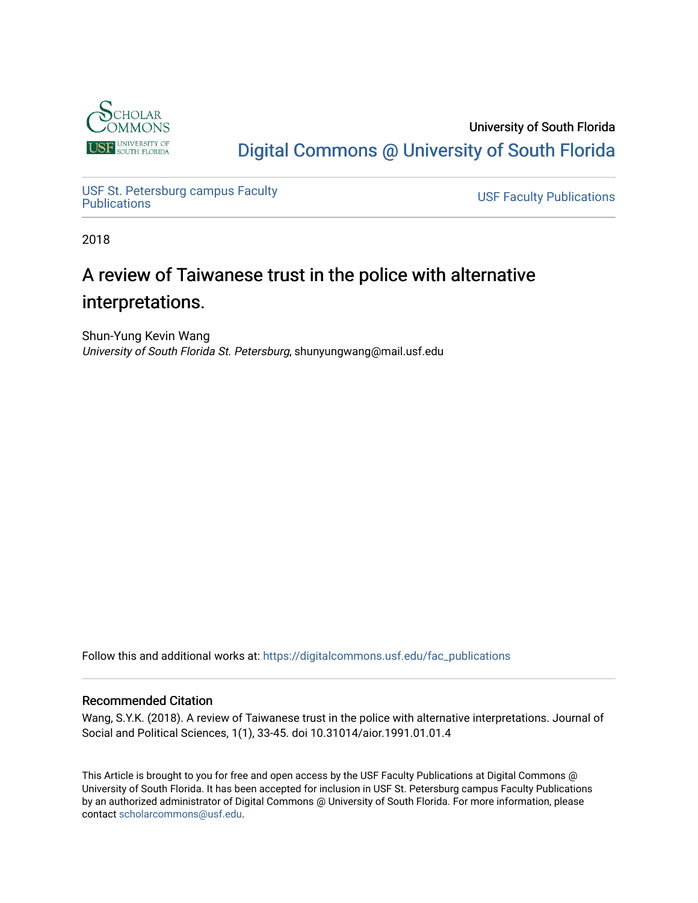University of South Florida

Digital Commons @ University of South Florida

USF St. Petersburg campus Faculty Publications

USF Faculty Publications

2018

# A review of Taiwanese trust in the police with alternative interpretations.

Shun-Yung Kevin Wang
*University of South Florida St. Petersburg*, shunyungwang@mail.usf.edu

Follow this and additional works at: https://digitalcommons.usf.edu/fac_publications

### Recommended Citation

Wang, S.Y.K. (2018). A review of Taiwanese trust in the police with alternative interpretations. Journal of Social and Political Sciences, 1(1), 33-45. doi 10.31014/aior.1991.01.01.4

This Article is brought to you for free and open access by the USF Faculty Publications at Digital Commons @ University of South Florida. It has been accepted for inclusion in USF St. Petersburg campus Faculty Publications by an authorized administrator of Digital Commons @ University of South Florida. For more information, please contact scholarcommons@usf.edu.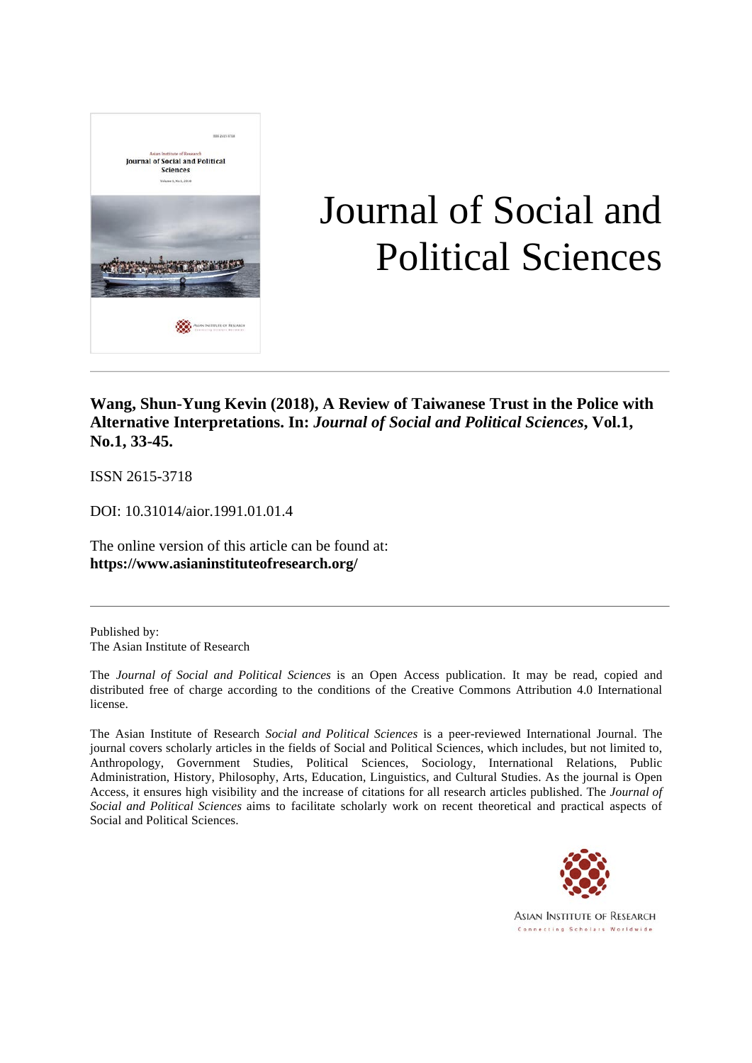# Journal of Social and Political Sciences

**Wang, Shun-Yung Kevin (2018), A Review of Taiwanese Trust in the Police with Alternative Interpretations. In: *Journal of Social and Political Sciences*, Vol.1, No.1, 33-45.**

ISSN 2615-3718

DOI: 10.31014/aior.1991.01.01.4

The online version of this article can be found at:
**https://www.asianinstituteofresearch.org/**

Published by:
The Asian Institute of Research

The *Journal of Social and Political Sciences* is an Open Access publication. It may be read, copied and distributed free of charge according to the conditions of the Creative Commons Attribution 4.0 International license.

The Asian Institute of Research *Social and Political Sciences* is a peer-reviewed International Journal. The journal covers scholarly articles in the fields of Social and Political Sciences, which includes, but not limited to, Anthropology, Government Studies, Political Sciences, Sociology, International Relations, Public Administration, History, Philosophy, Arts, Education, Linguistics, and Cultural Studies. As the journal is Open Access, it ensures high visibility and the increase of citations for all research articles published. The *Journal of Social and Political Sciences* aims to facilitate scholarly work on recent theoretical and practical aspects of Social and Political Sciences.

ASIAN INSTITUTE OF RESEARCH
Connecting Scholars Worldwide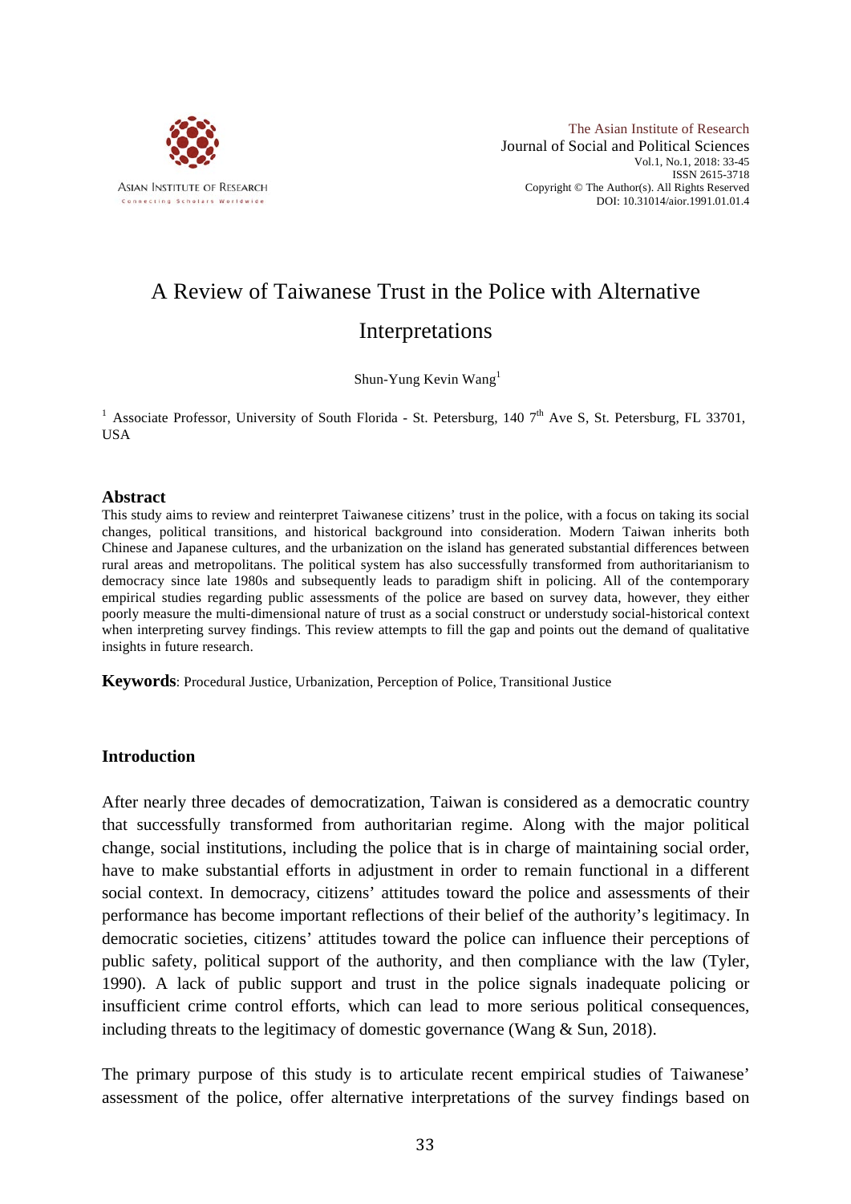# A Review of Taiwanese Trust in the Police with Alternative Interpretations

Shun-Yung Kevin Wang[1]

[1] Associate Professor, University of South Florida - St. Petersburg, 140 7th Ave S, St. Petersburg, FL 33701, USA

## Abstract

This study aims to review and reinterpret Taiwanese citizens' trust in the police, with a focus on taking its social changes, political transitions, and historical background into consideration. Modern Taiwan inherits both Chinese and Japanese cultures, and the urbanization on the island has generated substantial differences between rural areas and metropolitans. The political system has also successfully transformed from authoritarianism to democracy since late 1980s and subsequently leads to paradigm shift in policing. All of the contemporary empirical studies regarding public assessments of the police are based on survey data, however, they either poorly measure the multi-dimensional nature of trust as a social construct or understudy social-historical context when interpreting survey findings. This review attempts to fill the gap and points out the demand of qualitative insights in future research.

**Keywords**: Procedural Justice, Urbanization, Perception of Police, Transitional Justice

## Introduction

After nearly three decades of democratization, Taiwan is considered as a democratic country that successfully transformed from authoritarian regime. Along with the major political change, social institutions, including the police that is in charge of maintaining social order, have to make substantial efforts in adjustment in order to remain functional in a different social context. In democracy, citizens' attitudes toward the police and assessments of their performance has become important reflections of their belief of the authority's legitimacy. In democratic societies, citizens' attitudes toward the police can influence their perceptions of public safety, political support of the authority, and then compliance with the law (Tyler, 1990). A lack of public support and trust in the police signals inadequate policing or insufficient crime control efforts, which can lead to more serious political consequences, including threats to the legitimacy of domestic governance (Wang & Sun, 2018).

The primary purpose of this study is to articulate recent empirical studies of Taiwanese' assessment of the police, offer alternative interpretations of the survey findings based on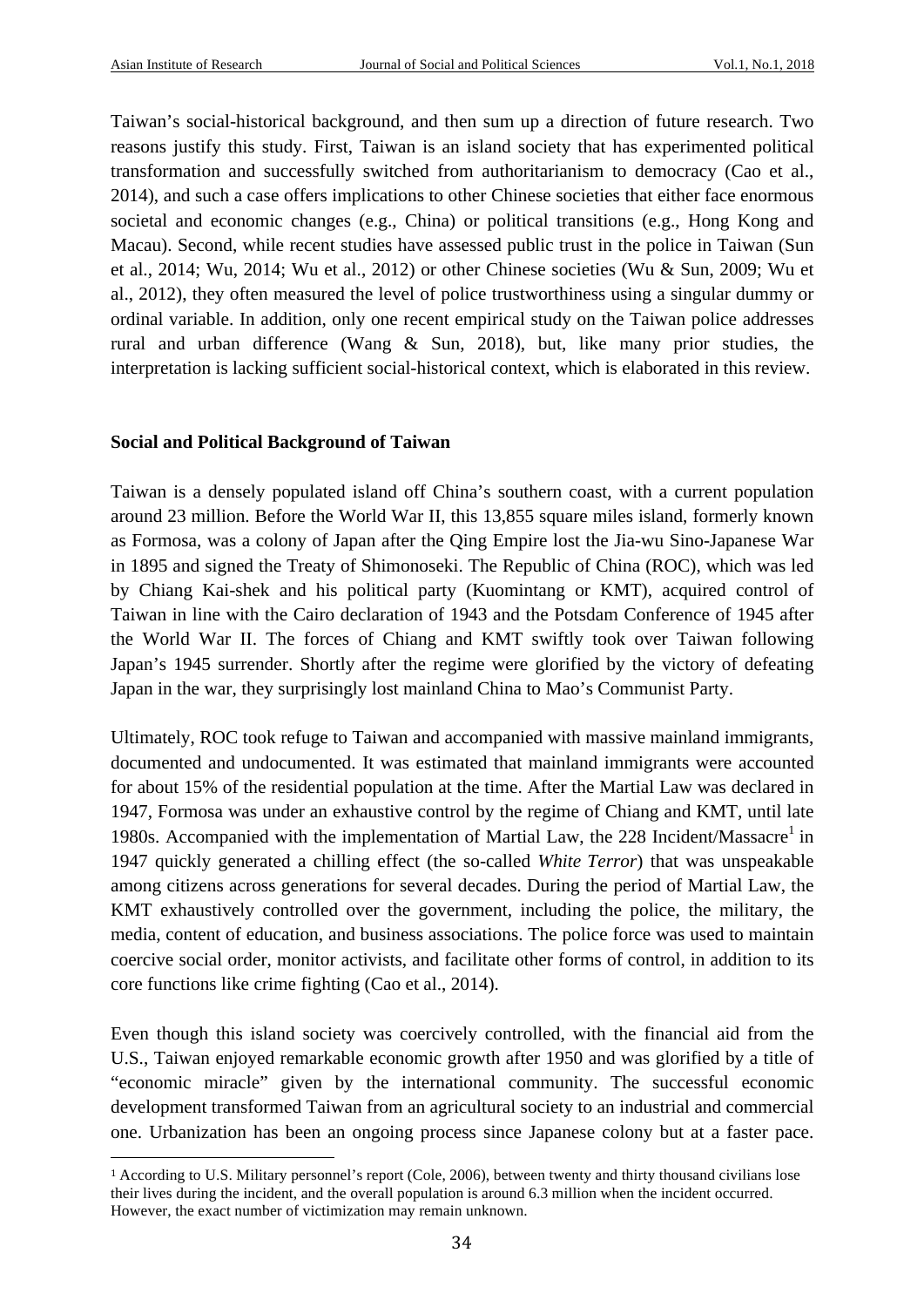Taiwan's social-historical background, and then sum up a direction of future research. Two reasons justify this study. First, Taiwan is an island society that has experimented political transformation and successfully switched from authoritarianism to democracy (Cao et al., 2014), and such a case offers implications to other Chinese societies that either face enormous societal and economic changes (e.g., China) or political transitions (e.g., Hong Kong and Macau). Second, while recent studies have assessed public trust in the police in Taiwan (Sun et al., 2014; Wu, 2014; Wu et al., 2012) or other Chinese societies (Wu & Sun, 2009; Wu et al., 2012), they often measured the level of police trustworthiness using a singular dummy or ordinal variable. In addition, only one recent empirical study on the Taiwan police addresses rural and urban difference (Wang & Sun, 2018), but, like many prior studies, the interpretation is lacking sufficient social-historical context, which is elaborated in this review.

## Social and Political Background of Taiwan

Taiwan is a densely populated island off China's southern coast, with a current population around 23 million. Before the World War II, this 13,855 square miles island, formerly known as Formosa, was a colony of Japan after the Qing Empire lost the Jia-wu Sino-Japanese War in 1895 and signed the Treaty of Shimonoseki. The Republic of China (ROC), which was led by Chiang Kai-shek and his political party (Kuomintang or KMT), acquired control of Taiwan in line with the Cairo declaration of 1943 and the Potsdam Conference of 1945 after the World War II. The forces of Chiang and KMT swiftly took over Taiwan following Japan's 1945 surrender. Shortly after the regime were glorified by the victory of defeating Japan in the war, they surprisingly lost mainland China to Mao's Communist Party.

Ultimately, ROC took refuge to Taiwan and accompanied with massive mainland immigrants, documented and undocumented. It was estimated that mainland immigrants were accounted for about 15% of the residential population at the time. After the Martial Law was declared in 1947, Formosa was under an exhaustive control by the regime of Chiang and KMT, until late 1980s. Accompanied with the implementation of Martial Law, the 228 Incident/Massacre[1] in 1947 quickly generated a chilling effect (the so-called *White Terror*) that was unspeakable among citizens across generations for several decades. During the period of Martial Law, the KMT exhaustively controlled over the government, including the police, the military, the media, content of education, and business associations. The police force was used to maintain coercive social order, monitor activists, and facilitate other forms of control, in addition to its core functions like crime fighting (Cao et al., 2014).

Even though this island society was coercively controlled, with the financial aid from the U.S., Taiwan enjoyed remarkable economic growth after 1950 and was glorified by a title of "economic miracle" given by the international community. The successful economic development transformed Taiwan from an agricultural society to an industrial and commercial one. Urbanization has been an ongoing process since Japanese colony but at a faster pace.

[1] According to U.S. Military personnel's report (Cole, 2006), between twenty and thirty thousand civilians lose their lives during the incident, and the overall population is around 6.3 million when the incident occurred. However, the exact number of victimization may remain unknown.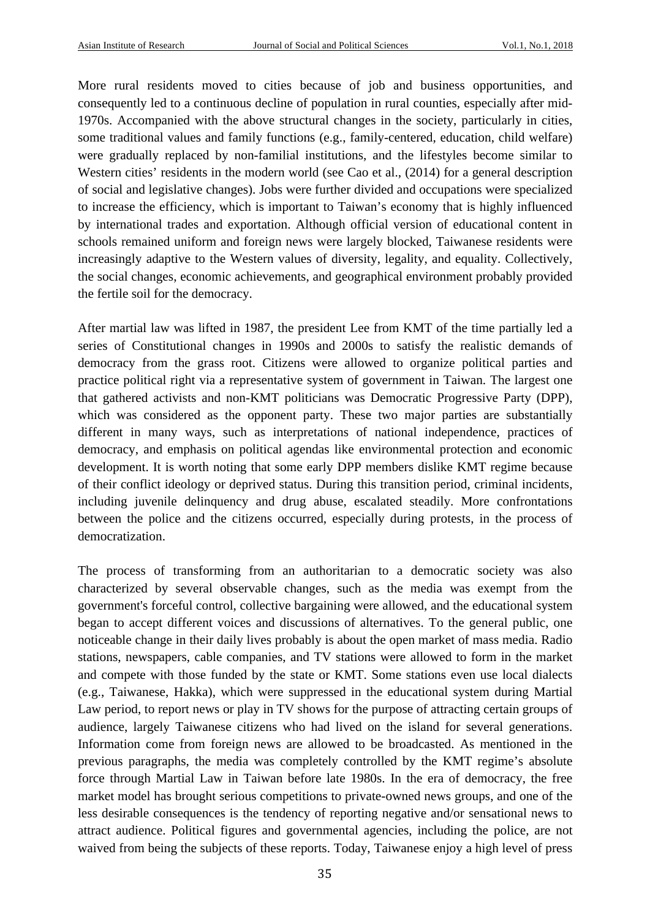More rural residents moved to cities because of job and business opportunities, and consequently led to a continuous decline of population in rural counties, especially after mid-1970s. Accompanied with the above structural changes in the society, particularly in cities, some traditional values and family functions (e.g., family-centered, education, child welfare) were gradually replaced by non-familial institutions, and the lifestyles become similar to Western cities' residents in the modern world (see Cao et al., (2014) for a general description of social and legislative changes). Jobs were further divided and occupations were specialized to increase the efficiency, which is important to Taiwan's economy that is highly influenced by international trades and exportation. Although official version of educational content in schools remained uniform and foreign news were largely blocked, Taiwanese residents were increasingly adaptive to the Western values of diversity, legality, and equality. Collectively, the social changes, economic achievements, and geographical environment probably provided the fertile soil for the democracy.

After martial law was lifted in 1987, the president Lee from KMT of the time partially led a series of Constitutional changes in 1990s and 2000s to satisfy the realistic demands of democracy from the grass root. Citizens were allowed to organize political parties and practice political right via a representative system of government in Taiwan. The largest one that gathered activists and non-KMT politicians was Democratic Progressive Party (DPP), which was considered as the opponent party. These two major parties are substantially different in many ways, such as interpretations of national independence, practices of democracy, and emphasis on political agendas like environmental protection and economic development. It is worth noting that some early DPP members dislike KMT regime because of their conflict ideology or deprived status. During this transition period, criminal incidents, including juvenile delinquency and drug abuse, escalated steadily. More confrontations between the police and the citizens occurred, especially during protests, in the process of democratization.

The process of transforming from an authoritarian to a democratic society was also characterized by several observable changes, such as the media was exempt from the government's forceful control, collective bargaining were allowed, and the educational system began to accept different voices and discussions of alternatives. To the general public, one noticeable change in their daily lives probably is about the open market of mass media. Radio stations, newspapers, cable companies, and TV stations were allowed to form in the market and compete with those funded by the state or KMT. Some stations even use local dialects (e.g., Taiwanese, Hakka), which were suppressed in the educational system during Martial Law period, to report news or play in TV shows for the purpose of attracting certain groups of audience, largely Taiwanese citizens who had lived on the island for several generations. Information come from foreign news are allowed to be broadcasted. As mentioned in the previous paragraphs, the media was completely controlled by the KMT regime's absolute force through Martial Law in Taiwan before late 1980s. In the era of democracy, the free market model has brought serious competitions to private-owned news groups, and one of the less desirable consequences is the tendency of reporting negative and/or sensational news to attract audience. Political figures and governmental agencies, including the police, are not waived from being the subjects of these reports. Today, Taiwanese enjoy a high level of press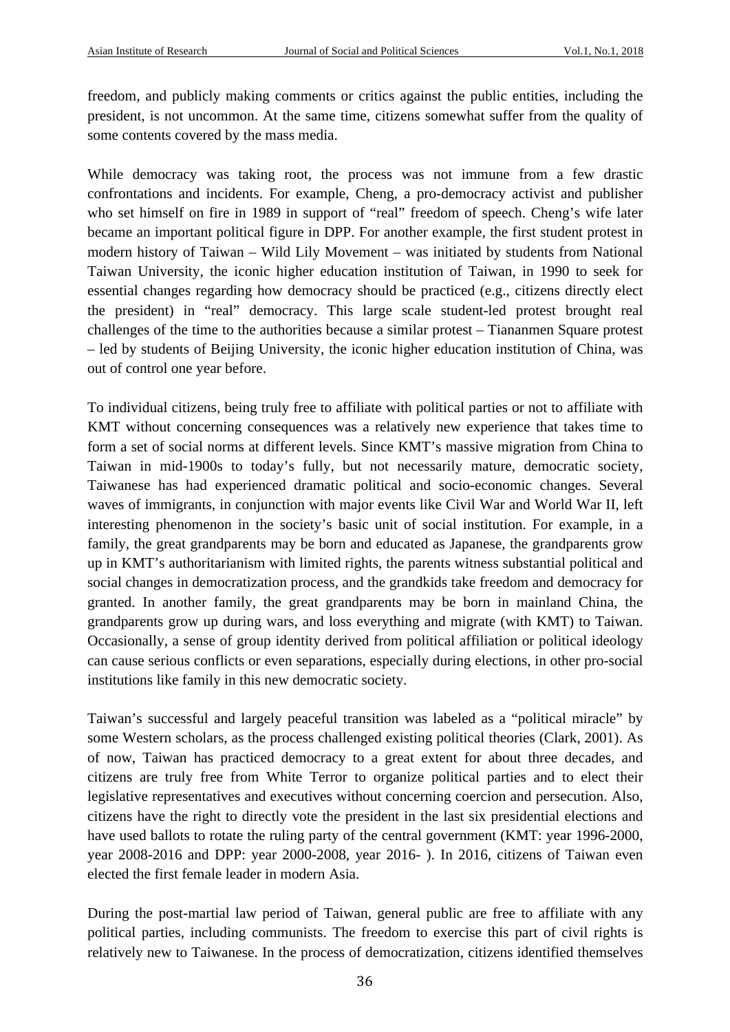freedom, and publicly making comments or critics against the public entities, including the president, is not uncommon. At the same time, citizens somewhat suffer from the quality of some contents covered by the mass media.

While democracy was taking root, the process was not immune from a few drastic confrontations and incidents. For example, Cheng, a pro-democracy activist and publisher who set himself on fire in 1989 in support of "real" freedom of speech. Cheng's wife later became an important political figure in DPP. For another example, the first student protest in modern history of Taiwan – Wild Lily Movement – was initiated by students from National Taiwan University, the iconic higher education institution of Taiwan, in 1990 to seek for essential changes regarding how democracy should be practiced (e.g., citizens directly elect the president) in "real" democracy. This large scale student-led protest brought real challenges of the time to the authorities because a similar protest – Tiananmen Square protest – led by students of Beijing University, the iconic higher education institution of China, was out of control one year before.

To individual citizens, being truly free to affiliate with political parties or not to affiliate with KMT without concerning consequences was a relatively new experience that takes time to form a set of social norms at different levels. Since KMT's massive migration from China to Taiwan in mid-1900s to today's fully, but not necessarily mature, democratic society, Taiwanese has had experienced dramatic political and socio-economic changes. Several waves of immigrants, in conjunction with major events like Civil War and World War II, left interesting phenomenon in the society's basic unit of social institution. For example, in a family, the great grandparents may be born and educated as Japanese, the grandparents grow up in KMT's authoritarianism with limited rights, the parents witness substantial political and social changes in democratization process, and the grandkids take freedom and democracy for granted. In another family, the great grandparents may be born in mainland China, the grandparents grow up during wars, and loss everything and migrate (with KMT) to Taiwan. Occasionally, a sense of group identity derived from political affiliation or political ideology can cause serious conflicts or even separations, especially during elections, in other pro-social institutions like family in this new democratic society.

Taiwan's successful and largely peaceful transition was labeled as a "political miracle" by some Western scholars, as the process challenged existing political theories (Clark, 2001). As of now, Taiwan has practiced democracy to a great extent for about three decades, and citizens are truly free from White Terror to organize political parties and to elect their legislative representatives and executives without concerning coercion and persecution. Also, citizens have the right to directly vote the president in the last six presidential elections and have used ballots to rotate the ruling party of the central government (KMT: year 1996-2000, year 2008-2016 and DPP: year 2000-2008, year 2016- ). In 2016, citizens of Taiwan even elected the first female leader in modern Asia.

During the post-martial law period of Taiwan, general public are free to affiliate with any political parties, including communists. The freedom to exercise this part of civil rights is relatively new to Taiwanese. In the process of democratization, citizens identified themselves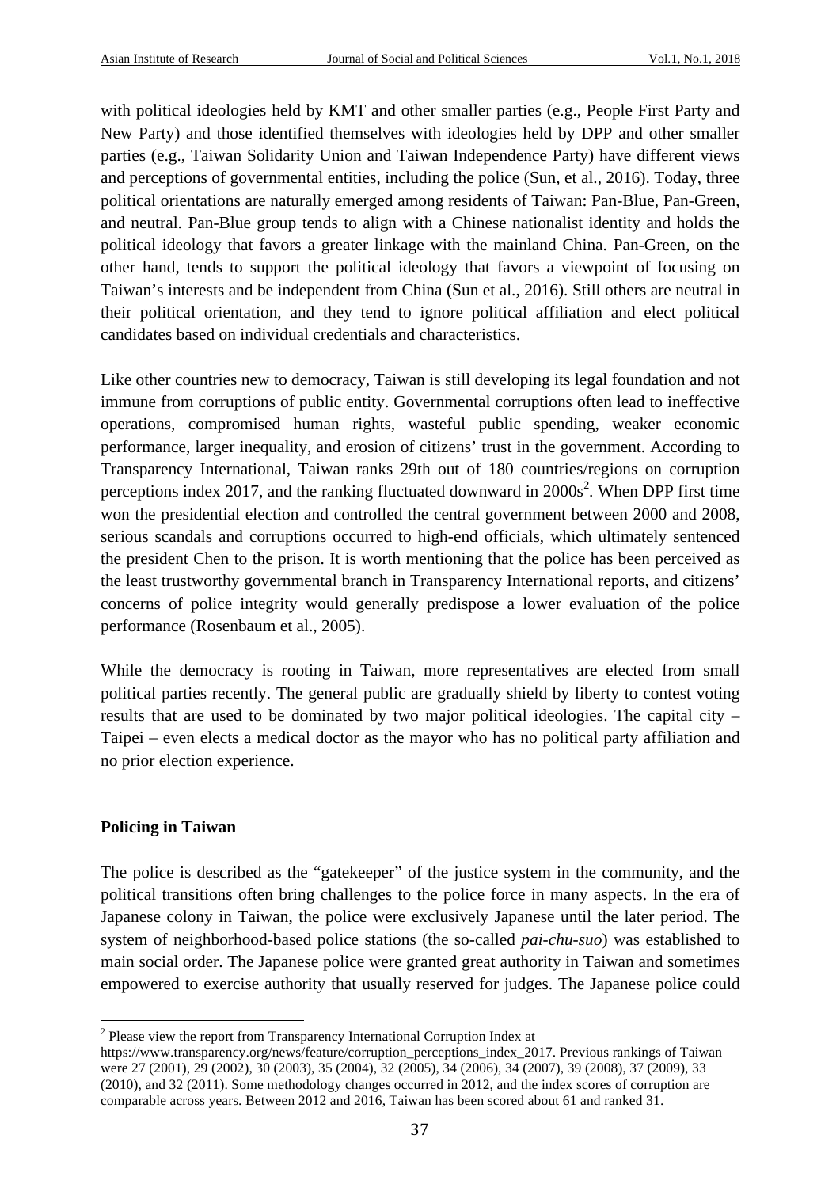with political ideologies held by KMT and other smaller parties (e.g., People First Party and New Party) and those identified themselves with ideologies held by DPP and other smaller parties (e.g., Taiwan Solidarity Union and Taiwan Independence Party) have different views and perceptions of governmental entities, including the police (Sun, et al., 2016). Today, three political orientations are naturally emerged among residents of Taiwan: Pan-Blue, Pan-Green, and neutral. Pan-Blue group tends to align with a Chinese nationalist identity and holds the political ideology that favors a greater linkage with the mainland China. Pan-Green, on the other hand, tends to support the political ideology that favors a viewpoint of focusing on Taiwan's interests and be independent from China (Sun et al., 2016). Still others are neutral in their political orientation, and they tend to ignore political affiliation and elect political candidates based on individual credentials and characteristics.

Like other countries new to democracy, Taiwan is still developing its legal foundation and not immune from corruptions of public entity. Governmental corruptions often lead to ineffective operations, compromised human rights, wasteful public spending, weaker economic performance, larger inequality, and erosion of citizens' trust in the government. According to Transparency International, Taiwan ranks 29th out of 180 countries/regions on corruption perceptions index 2017, and the ranking fluctuated downward in 2000s[2]. When DPP first time won the presidential election and controlled the central government between 2000 and 2008, serious scandals and corruptions occurred to high-end officials, which ultimately sentenced the president Chen to the prison. It is worth mentioning that the police has been perceived as the least trustworthy governmental branch in Transparency International reports, and citizens' concerns of police integrity would generally predispose a lower evaluation of the police performance (Rosenbaum et al., 2005).

While the democracy is rooting in Taiwan, more representatives are elected from small political parties recently. The general public are gradually shield by liberty to contest voting results that are used to be dominated by two major political ideologies. The capital city – Taipei – even elects a medical doctor as the mayor who has no political party affiliation and no prior election experience.

## Policing in Taiwan

The police is described as the "gatekeeper" of the justice system in the community, and the political transitions often bring challenges to the police force in many aspects. In the era of Japanese colony in Taiwan, the police were exclusively Japanese until the later period. The system of neighborhood-based police stations (the so-called *pai-chu-suo*) was established to main social order. The Japanese police were granted great authority in Taiwan and sometimes empowered to exercise authority that usually reserved for judges. The Japanese police could

---

[2] Please view the report from Transparency International Corruption Index at https://www.transparency.org/news/feature/corruption_perceptions_index_2017. Previous rankings of Taiwan were 27 (2001), 29 (2002), 30 (2003), 35 (2004), 32 (2005), 34 (2006), 34 (2007), 39 (2008), 37 (2009), 33 (2010), and 32 (2011). Some methodology changes occurred in 2012, and the index scores of corruption are comparable across years. Between 2012 and 2016, Taiwan has been scored about 61 and ranked 31.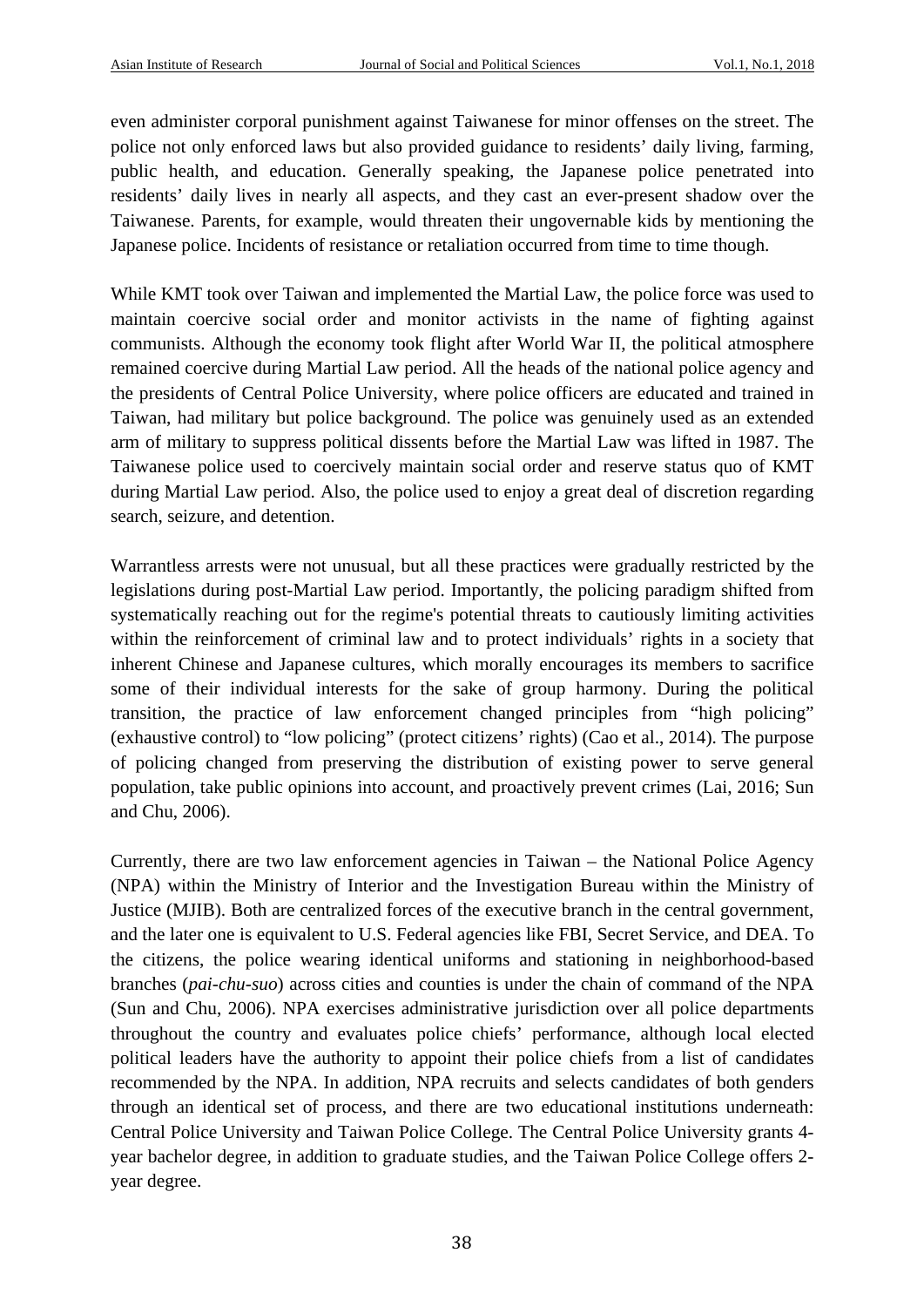even administer corporal punishment against Taiwanese for minor offenses on the street. The police not only enforced laws but also provided guidance to residents' daily living, farming, public health, and education. Generally speaking, the Japanese police penetrated into residents' daily lives in nearly all aspects, and they cast an ever-present shadow over the Taiwanese. Parents, for example, would threaten their ungovernable kids by mentioning the Japanese police. Incidents of resistance or retaliation occurred from time to time though.

While KMT took over Taiwan and implemented the Martial Law, the police force was used to maintain coercive social order and monitor activists in the name of fighting against communists. Although the economy took flight after World War II, the political atmosphere remained coercive during Martial Law period. All the heads of the national police agency and the presidents of Central Police University, where police officers are educated and trained in Taiwan, had military but police background. The police was genuinely used as an extended arm of military to suppress political dissents before the Martial Law was lifted in 1987. The Taiwanese police used to coercively maintain social order and reserve status quo of KMT during Martial Law period. Also, the police used to enjoy a great deal of discretion regarding search, seizure, and detention.

Warrantless arrests were not unusual, but all these practices were gradually restricted by the legislations during post-Martial Law period. Importantly, the policing paradigm shifted from systematically reaching out for the regime's potential threats to cautiously limiting activities within the reinforcement of criminal law and to protect individuals' rights in a society that inherent Chinese and Japanese cultures, which morally encourages its members to sacrifice some of their individual interests for the sake of group harmony. During the political transition, the practice of law enforcement changed principles from "high policing" (exhaustive control) to "low policing" (protect citizens' rights) (Cao et al., 2014). The purpose of policing changed from preserving the distribution of existing power to serve general population, take public opinions into account, and proactively prevent crimes (Lai, 2016; Sun and Chu, 2006).

Currently, there are two law enforcement agencies in Taiwan – the National Police Agency (NPA) within the Ministry of Interior and the Investigation Bureau within the Ministry of Justice (MJIB). Both are centralized forces of the executive branch in the central government, and the later one is equivalent to U.S. Federal agencies like FBI, Secret Service, and DEA. To the citizens, the police wearing identical uniforms and stationing in neighborhood-based branches (*pai-chu-suo*) across cities and counties is under the chain of command of the NPA (Sun and Chu, 2006). NPA exercises administrative jurisdiction over all police departments throughout the country and evaluates police chiefs' performance, although local elected political leaders have the authority to appoint their police chiefs from a list of candidates recommended by the NPA. In addition, NPA recruits and selects candidates of both genders through an identical set of process, and there are two educational institutions underneath: Central Police University and Taiwan Police College. The Central Police University grants 4-year bachelor degree, in addition to graduate studies, and the Taiwan Police College offers 2-year degree.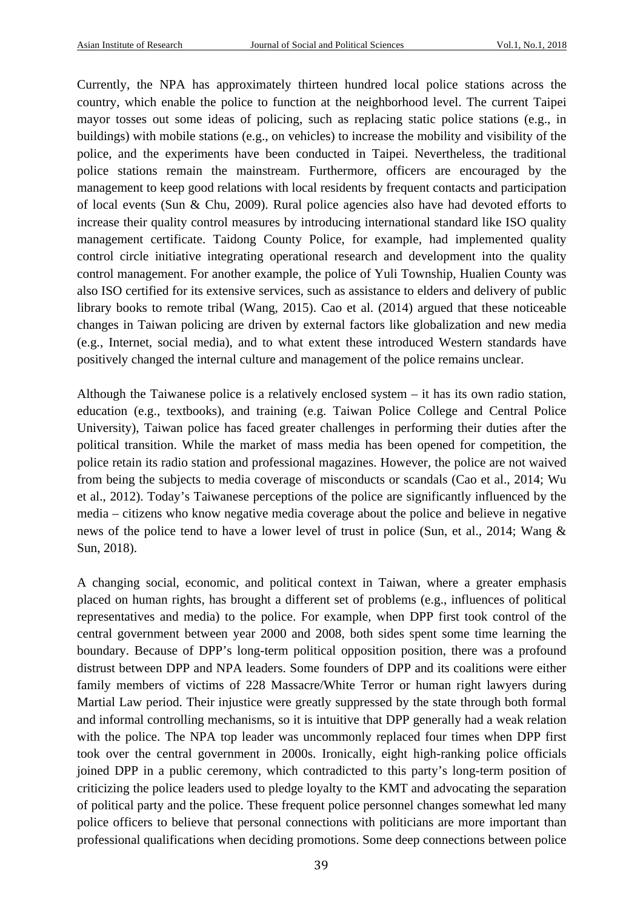Currently, the NPA has approximately thirteen hundred local police stations across the country, which enable the police to function at the neighborhood level. The current Taipei mayor tosses out some ideas of policing, such as replacing static police stations (e.g., in buildings) with mobile stations (e.g., on vehicles) to increase the mobility and visibility of the police, and the experiments have been conducted in Taipei. Nevertheless, the traditional police stations remain the mainstream. Furthermore, officers are encouraged by the management to keep good relations with local residents by frequent contacts and participation of local events (Sun & Chu, 2009). Rural police agencies also have had devoted efforts to increase their quality control measures by introducing international standard like ISO quality management certificate. Taidong County Police, for example, had implemented quality control circle initiative integrating operational research and development into the quality control management. For another example, the police of Yuli Township, Hualien County was also ISO certified for its extensive services, such as assistance to elders and delivery of public library books to remote tribal (Wang, 2015). Cao et al. (2014) argued that these noticeable changes in Taiwan policing are driven by external factors like globalization and new media (e.g., Internet, social media), and to what extent these introduced Western standards have positively changed the internal culture and management of the police remains unclear.

Although the Taiwanese police is a relatively enclosed system – it has its own radio station, education (e.g., textbooks), and training (e.g. Taiwan Police College and Central Police University), Taiwan police has faced greater challenges in performing their duties after the political transition. While the market of mass media has been opened for competition, the police retain its radio station and professional magazines. However, the police are not waived from being the subjects to media coverage of misconducts or scandals (Cao et al., 2014; Wu et al., 2012). Today's Taiwanese perceptions of the police are significantly influenced by the media – citizens who know negative media coverage about the police and believe in negative news of the police tend to have a lower level of trust in police (Sun, et al., 2014; Wang & Sun, 2018).

A changing social, economic, and political context in Taiwan, where a greater emphasis placed on human rights, has brought a different set of problems (e.g., influences of political representatives and media) to the police. For example, when DPP first took control of the central government between year 2000 and 2008, both sides spent some time learning the boundary. Because of DPP's long-term political opposition position, there was a profound distrust between DPP and NPA leaders. Some founders of DPP and its coalitions were either family members of victims of 228 Massacre/White Terror or human right lawyers during Martial Law period. Their injustice were greatly suppressed by the state through both formal and informal controlling mechanisms, so it is intuitive that DPP generally had a weak relation with the police. The NPA top leader was uncommonly replaced four times when DPP first took over the central government in 2000s. Ironically, eight high-ranking police officials joined DPP in a public ceremony, which contradicted to this party's long-term position of criticizing the police leaders used to pledge loyalty to the KMT and advocating the separation of political party and the police. These frequent police personnel changes somewhat led many police officers to believe that personal connections with politicians are more important than professional qualifications when deciding promotions. Some deep connections between police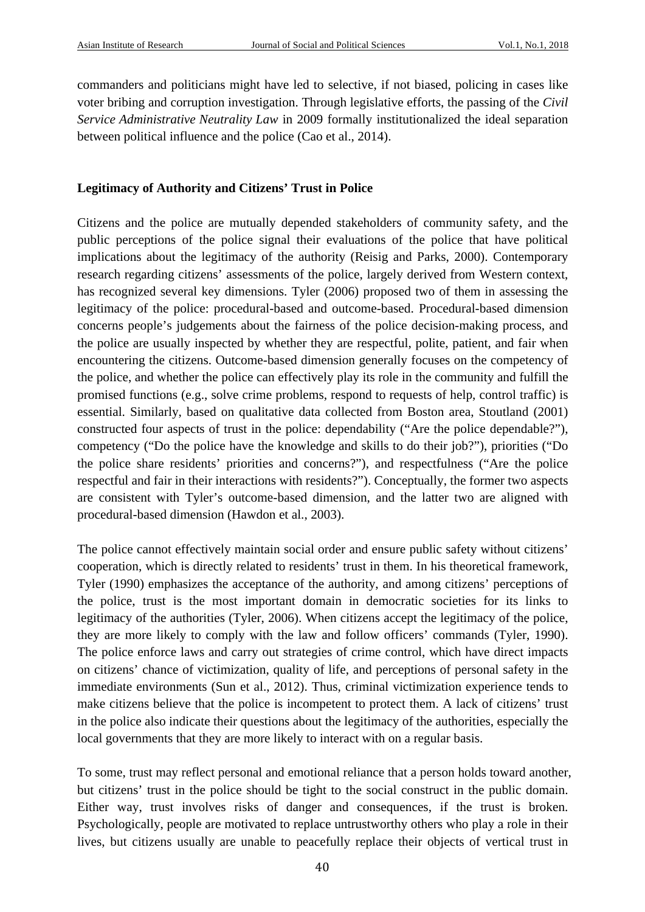commanders and politicians might have led to selective, if not biased, policing in cases like voter bribing and corruption investigation. Through legislative efforts, the passing of the *Civil Service Administrative Neutrality Law* in 2009 formally institutionalized the ideal separation between political influence and the police (Cao et al., 2014).

**Legitimacy of Authority and Citizens' Trust in Police**

Citizens and the police are mutually depended stakeholders of community safety, and the public perceptions of the police signal their evaluations of the police that have political implications about the legitimacy of the authority (Reisig and Parks, 2000). Contemporary research regarding citizens' assessments of the police, largely derived from Western context, has recognized several key dimensions. Tyler (2006) proposed two of them in assessing the legitimacy of the police: procedural-based and outcome-based. Procedural-based dimension concerns people's judgements about the fairness of the police decision-making process, and the police are usually inspected by whether they are respectful, polite, patient, and fair when encountering the citizens. Outcome-based dimension generally focuses on the competency of the police, and whether the police can effectively play its role in the community and fulfill the promised functions (e.g., solve crime problems, respond to requests of help, control traffic) is essential. Similarly, based on qualitative data collected from Boston area, Stoutland (2001) constructed four aspects of trust in the police: dependability ("Are the police dependable?"), competency ("Do the police have the knowledge and skills to do their job?"), priorities ("Do the police share residents' priorities and concerns?"), and respectfulness ("Are the police respectful and fair in their interactions with residents?"). Conceptually, the former two aspects are consistent with Tyler's outcome-based dimension, and the latter two are aligned with procedural-based dimension (Hawdon et al., 2003).

The police cannot effectively maintain social order and ensure public safety without citizens' cooperation, which is directly related to residents' trust in them. In his theoretical framework, Tyler (1990) emphasizes the acceptance of the authority, and among citizens' perceptions of the police, trust is the most important domain in democratic societies for its links to legitimacy of the authorities (Tyler, 2006). When citizens accept the legitimacy of the police, they are more likely to comply with the law and follow officers' commands (Tyler, 1990). The police enforce laws and carry out strategies of crime control, which have direct impacts on citizens' chance of victimization, quality of life, and perceptions of personal safety in the immediate environments (Sun et al., 2012). Thus, criminal victimization experience tends to make citizens believe that the police is incompetent to protect them. A lack of citizens' trust in the police also indicate their questions about the legitimacy of the authorities, especially the local governments that they are more likely to interact with on a regular basis.

To some, trust may reflect personal and emotional reliance that a person holds toward another, but citizens' trust in the police should be tight to the social construct in the public domain. Either way, trust involves risks of danger and consequences, if the trust is broken. Psychologically, people are motivated to replace untrustworthy others who play a role in their lives, but citizens usually are unable to peacefully replace their objects of vertical trust in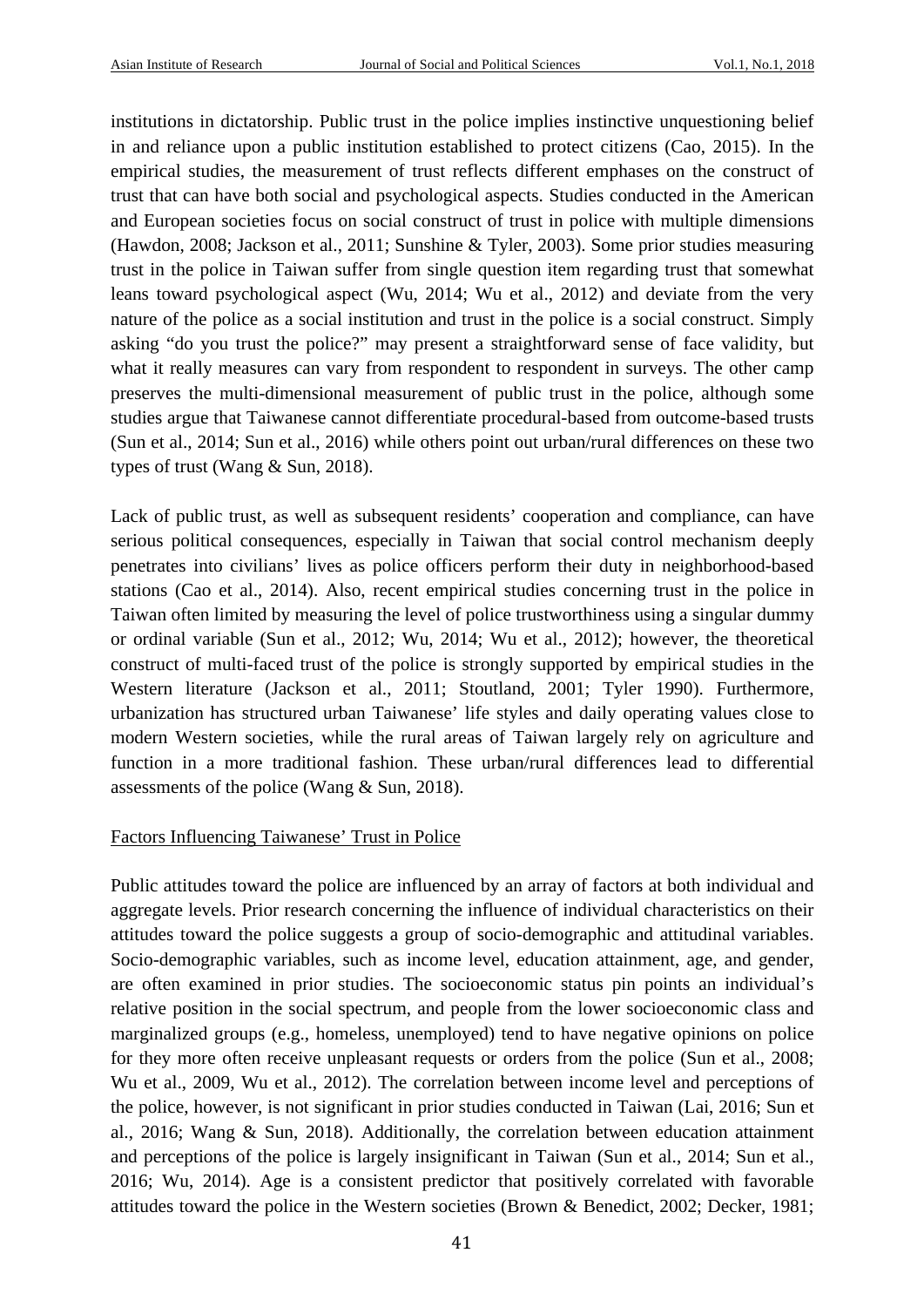institutions in dictatorship. Public trust in the police implies instinctive unquestioning belief in and reliance upon a public institution established to protect citizens (Cao, 2015). In the empirical studies, the measurement of trust reflects different emphases on the construct of trust that can have both social and psychological aspects. Studies conducted in the American and European societies focus on social construct of trust in police with multiple dimensions (Hawdon, 2008; Jackson et al., 2011; Sunshine & Tyler, 2003). Some prior studies measuring trust in the police in Taiwan suffer from single question item regarding trust that somewhat leans toward psychological aspect (Wu, 2014; Wu et al., 2012) and deviate from the very nature of the police as a social institution and trust in the police is a social construct. Simply asking "do you trust the police?" may present a straightforward sense of face validity, but what it really measures can vary from respondent to respondent in surveys. The other camp preserves the multi-dimensional measurement of public trust in the police, although some studies argue that Taiwanese cannot differentiate procedural-based from outcome-based trusts (Sun et al., 2014; Sun et al., 2016) while others point out urban/rural differences on these two types of trust (Wang & Sun, 2018).

Lack of public trust, as well as subsequent residents' cooperation and compliance, can have serious political consequences, especially in Taiwan that social control mechanism deeply penetrates into civilians' lives as police officers perform their duty in neighborhood-based stations (Cao et al., 2014). Also, recent empirical studies concerning trust in the police in Taiwan often limited by measuring the level of police trustworthiness using a singular dummy or ordinal variable (Sun et al., 2012; Wu, 2014; Wu et al., 2012); however, the theoretical construct of multi-faced trust of the police is strongly supported by empirical studies in the Western literature (Jackson et al., 2011; Stoutland, 2001; Tyler 1990). Furthermore, urbanization has structured urban Taiwanese' life styles and daily operating values close to modern Western societies, while the rural areas of Taiwan largely rely on agriculture and function in a more traditional fashion. These urban/rural differences lead to differential assessments of the police (Wang & Sun, 2018).

### Factors Influencing Taiwanese' Trust in Police

Public attitudes toward the police are influenced by an array of factors at both individual and aggregate levels. Prior research concerning the influence of individual characteristics on their attitudes toward the police suggests a group of socio-demographic and attitudinal variables. Socio-demographic variables, such as income level, education attainment, age, and gender, are often examined in prior studies. The socioeconomic status pin points an individual's relative position in the social spectrum, and people from the lower socioeconomic class and marginalized groups (e.g., homeless, unemployed) tend to have negative opinions on police for they more often receive unpleasant requests or orders from the police (Sun et al., 2008; Wu et al., 2009, Wu et al., 2012). The correlation between income level and perceptions of the police, however, is not significant in prior studies conducted in Taiwan (Lai, 2016; Sun et al., 2016; Wang & Sun, 2018). Additionally, the correlation between education attainment and perceptions of the police is largely insignificant in Taiwan (Sun et al., 2014; Sun et al., 2016; Wu, 2014). Age is a consistent predictor that positively correlated with favorable attitudes toward the police in the Western societies (Brown & Benedict, 2002; Decker, 1981;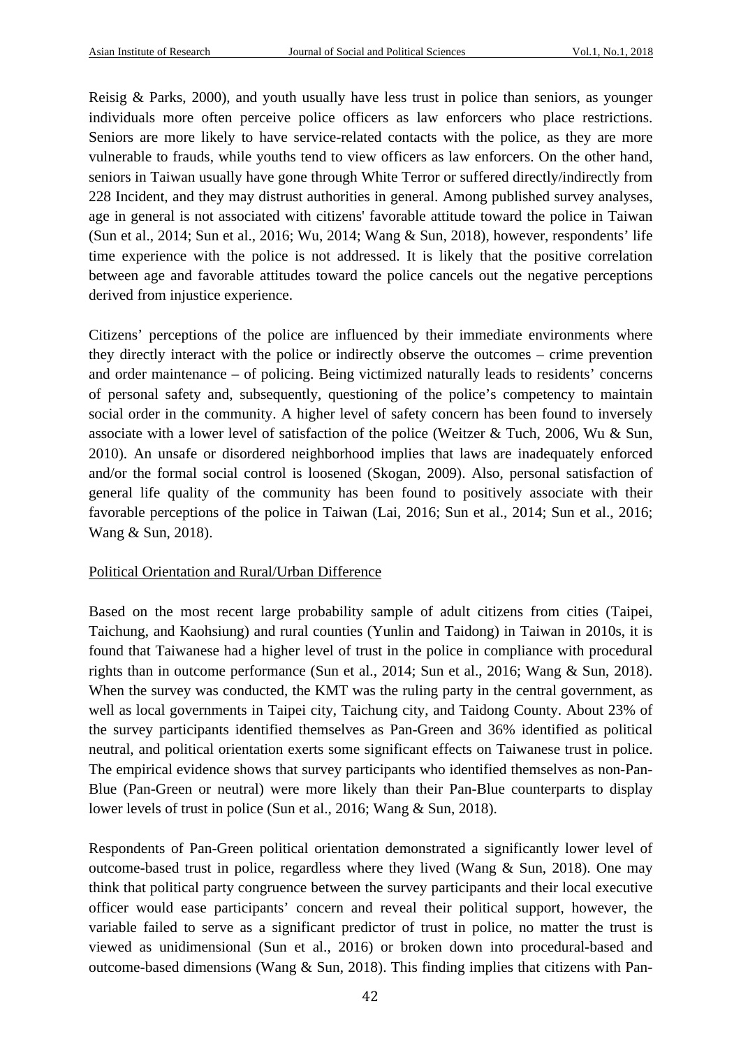Reisig & Parks, 2000), and youth usually have less trust in police than seniors, as younger individuals more often perceive police officers as law enforcers who place restrictions. Seniors are more likely to have service-related contacts with the police, as they are more vulnerable to frauds, while youths tend to view officers as law enforcers. On the other hand, seniors in Taiwan usually have gone through White Terror or suffered directly/indirectly from 228 Incident, and they may distrust authorities in general. Among published survey analyses, age in general is not associated with citizens' favorable attitude toward the police in Taiwan (Sun et al., 2014; Sun et al., 2016; Wu, 2014; Wang & Sun, 2018), however, respondents' life time experience with the police is not addressed. It is likely that the positive correlation between age and favorable attitudes toward the police cancels out the negative perceptions derived from injustice experience.

Citizens' perceptions of the police are influenced by their immediate environments where they directly interact with the police or indirectly observe the outcomes – crime prevention and order maintenance – of policing. Being victimized naturally leads to residents' concerns of personal safety and, subsequently, questioning of the police's competency to maintain social order in the community. A higher level of safety concern has been found to inversely associate with a lower level of satisfaction of the police (Weitzer & Tuch, 2006, Wu & Sun, 2010). An unsafe or disordered neighborhood implies that laws are inadequately enforced and/or the formal social control is loosened (Skogan, 2009). Also, personal satisfaction of general life quality of the community has been found to positively associate with their favorable perceptions of the police in Taiwan (Lai, 2016; Sun et al., 2014; Sun et al., 2016; Wang & Sun, 2018).

Political Orientation and Rural/Urban Difference

Based on the most recent large probability sample of adult citizens from cities (Taipei, Taichung, and Kaohsiung) and rural counties (Yunlin and Taidong) in Taiwan in 2010s, it is found that Taiwanese had a higher level of trust in the police in compliance with procedural rights than in outcome performance (Sun et al., 2014; Sun et al., 2016; Wang & Sun, 2018). When the survey was conducted, the KMT was the ruling party in the central government, as well as local governments in Taipei city, Taichung city, and Taidong County. About 23% of the survey participants identified themselves as Pan-Green and 36% identified as political neutral, and political orientation exerts some significant effects on Taiwanese trust in police. The empirical evidence shows that survey participants who identified themselves as non-Pan-Blue (Pan-Green or neutral) were more likely than their Pan-Blue counterparts to display lower levels of trust in police (Sun et al., 2016; Wang & Sun, 2018).

Respondents of Pan-Green political orientation demonstrated a significantly lower level of outcome-based trust in police, regardless where they lived (Wang & Sun, 2018). One may think that political party congruence between the survey participants and their local executive officer would ease participants' concern and reveal their political support, however, the variable failed to serve as a significant predictor of trust in police, no matter the trust is viewed as unidimensional (Sun et al., 2016) or broken down into procedural-based and outcome-based dimensions (Wang & Sun, 2018). This finding implies that citizens with Pan-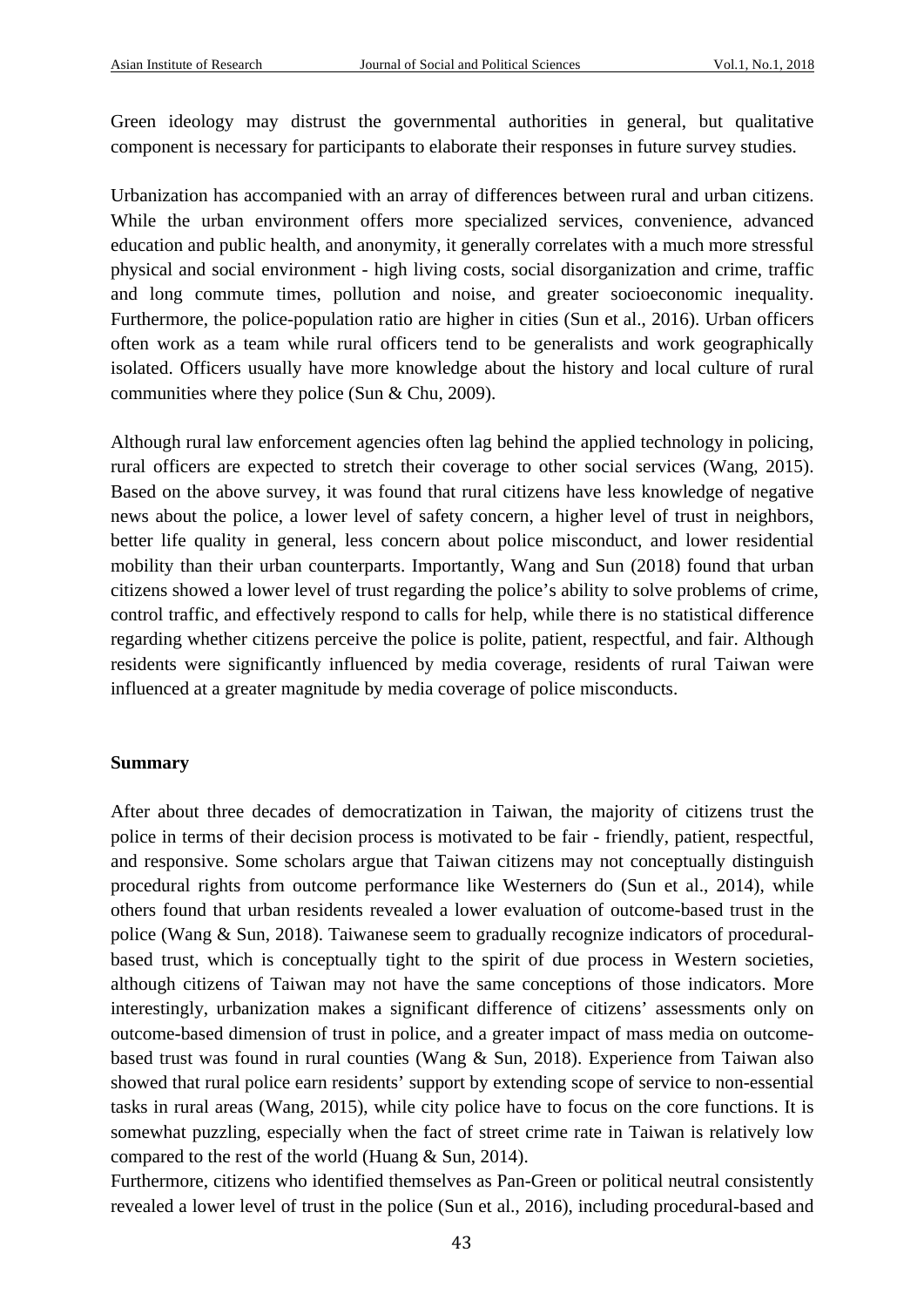Green ideology may distrust the governmental authorities in general, but qualitative component is necessary for participants to elaborate their responses in future survey studies.

Urbanization has accompanied with an array of differences between rural and urban citizens. While the urban environment offers more specialized services, convenience, advanced education and public health, and anonymity, it generally correlates with a much more stressful physical and social environment - high living costs, social disorganization and crime, traffic and long commute times, pollution and noise, and greater socioeconomic inequality. Furthermore, the police-population ratio are higher in cities (Sun et al., 2016). Urban officers often work as a team while rural officers tend to be generalists and work geographically isolated. Officers usually have more knowledge about the history and local culture of rural communities where they police (Sun & Chu, 2009).

Although rural law enforcement agencies often lag behind the applied technology in policing, rural officers are expected to stretch their coverage to other social services (Wang, 2015). Based on the above survey, it was found that rural citizens have less knowledge of negative news about the police, a lower level of safety concern, a higher level of trust in neighbors, better life quality in general, less concern about police misconduct, and lower residential mobility than their urban counterparts. Importantly, Wang and Sun (2018) found that urban citizens showed a lower level of trust regarding the police's ability to solve problems of crime, control traffic, and effectively respond to calls for help, while there is no statistical difference regarding whether citizens perceive the police is polite, patient, respectful, and fair. Although residents were significantly influenced by media coverage, residents of rural Taiwan were influenced at a greater magnitude by media coverage of police misconducts.

**Summary**

After about three decades of democratization in Taiwan, the majority of citizens trust the police in terms of their decision process is motivated to be fair - friendly, patient, respectful, and responsive. Some scholars argue that Taiwan citizens may not conceptually distinguish procedural rights from outcome performance like Westerners do (Sun et al., 2014), while others found that urban residents revealed a lower evaluation of outcome-based trust in the police (Wang & Sun, 2018). Taiwanese seem to gradually recognize indicators of procedural-based trust, which is conceptually tight to the spirit of due process in Western societies, although citizens of Taiwan may not have the same conceptions of those indicators. More interestingly, urbanization makes a significant difference of citizens' assessments only on outcome-based dimension of trust in police, and a greater impact of mass media on outcome-based trust was found in rural counties (Wang & Sun, 2018). Experience from Taiwan also showed that rural police earn residents' support by extending scope of service to non-essential tasks in rural areas (Wang, 2015), while city police have to focus on the core functions. It is somewhat puzzling, especially when the fact of street crime rate in Taiwan is relatively low compared to the rest of the world (Huang & Sun, 2014).

Furthermore, citizens who identified themselves as Pan-Green or political neutral consistently revealed a lower level of trust in the police (Sun et al., 2016), including procedural-based and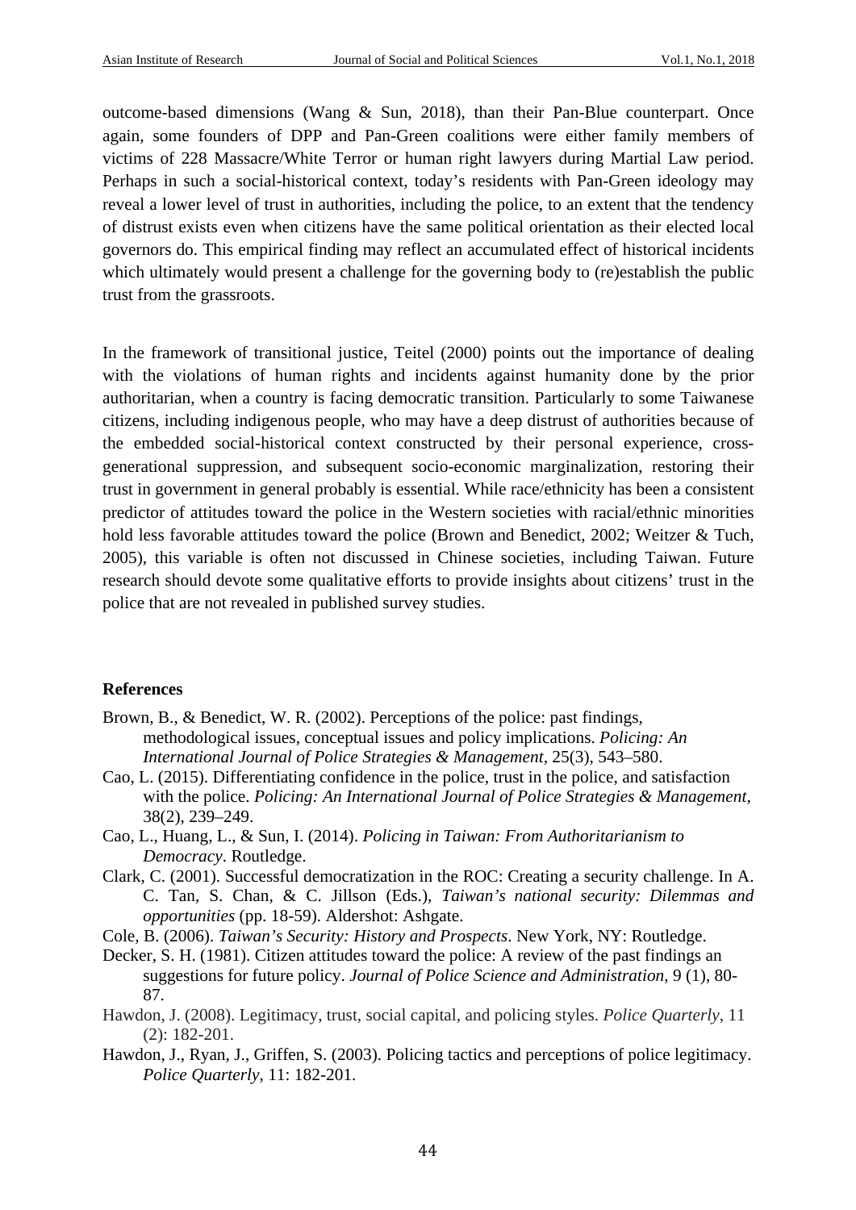outcome-based dimensions (Wang & Sun, 2018), than their Pan-Blue counterpart. Once again, some founders of DPP and Pan-Green coalitions were either family members of victims of 228 Massacre/White Terror or human right lawyers during Martial Law period. Perhaps in such a social-historical context, today's residents with Pan-Green ideology may reveal a lower level of trust in authorities, including the police, to an extent that the tendency of distrust exists even when citizens have the same political orientation as their elected local governors do. This empirical finding may reflect an accumulated effect of historical incidents which ultimately would present a challenge for the governing body to (re)establish the public trust from the grassroots.

In the framework of transitional justice, Teitel (2000) points out the importance of dealing with the violations of human rights and incidents against humanity done by the prior authoritarian, when a country is facing democratic transition. Particularly to some Taiwanese citizens, including indigenous people, who may have a deep distrust of authorities because of the embedded social-historical context constructed by their personal experience, cross-generational suppression, and subsequent socio-economic marginalization, restoring their trust in government in general probably is essential. While race/ethnicity has been a consistent predictor of attitudes toward the police in the Western societies with racial/ethnic minorities hold less favorable attitudes toward the police (Brown and Benedict, 2002; Weitzer & Tuch, 2005), this variable is often not discussed in Chinese societies, including Taiwan. Future research should devote some qualitative efforts to provide insights about citizens' trust in the police that are not revealed in published survey studies.

**References**

Brown, B., & Benedict, W. R. (2002). Perceptions of the police: past findings, methodological issues, conceptual issues and policy implications. *Policing: An International Journal of Police Strategies & Management*, 25(3), 543–580.

Cao, L. (2015). Differentiating confidence in the police, trust in the police, and satisfaction with the police. *Policing: An International Journal of Police Strategies & Management*, 38(2), 239–249.

Cao, L., Huang, L., & Sun, I. (2014). *Policing in Taiwan: From Authoritarianism to Democracy*. Routledge.

Clark, C. (2001). Successful democratization in the ROC: Creating a security challenge. In A. C. Tan, S. Chan, & C. Jillson (Eds.), *Taiwan's national security: Dilemmas and opportunities* (pp. 18-59). Aldershot: Ashgate.

Cole, B. (2006). *Taiwan's Security: History and Prospects*. New York, NY: Routledge.

Decker, S. H. (1981). Citizen attitudes toward the police: A review of the past findings an suggestions for future policy. *Journal of Police Science and Administration*, 9 (1), 80-87.

Hawdon, J. (2008). Legitimacy, trust, social capital, and policing styles. *Police Quarterly*, 11 (2): 182-201.

Hawdon, J., Ryan, J., Griffen, S. (2003). Policing tactics and perceptions of police legitimacy. *Police Quarterly*, 11: 182-201.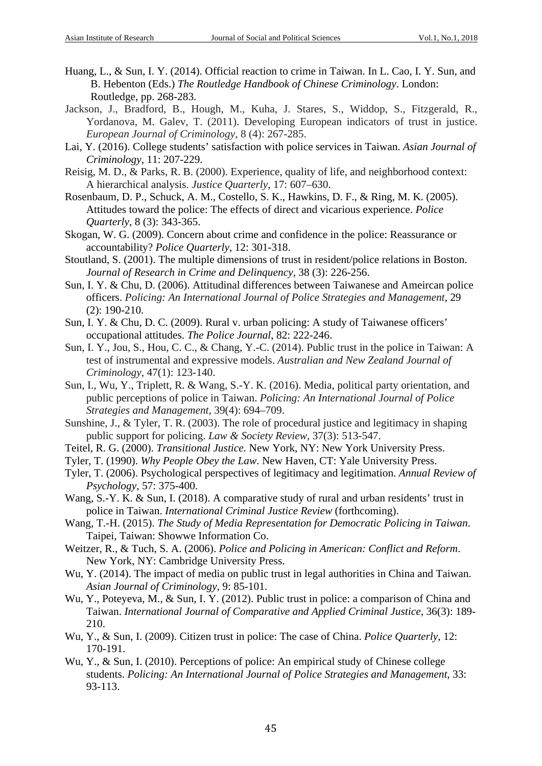Huang, L., & Sun, I. Y. (2014). Official reaction to crime in Taiwan. In L. Cao, I. Y. Sun, and B. Hebenton (Eds.) *The Routledge Handbook of Chinese Criminology*. London: Routledge, pp. 268-283.

Jackson, J., Bradford, B., Hough, M., Kuha, J. Stares, S., Widdop, S., Fitzgerald, R., Yordanova, M. Galev, T. (2011). Developing European indicators of trust in justice. *European Journal of Criminology*, 8 (4): 267-285.

Lai, Y. (2016). College students' satisfaction with police services in Taiwan. *Asian Journal of Criminology*, 11: 207-229.

Reisig, M. D., & Parks, R. B. (2000). Experience, quality of life, and neighborhood context: A hierarchical analysis. *Justice Quarterly*, 17: 607–630.

Rosenbaum, D. P., Schuck, A. M., Costello, S. K., Hawkins, D. F., & Ring, M. K. (2005). Attitudes toward the police: The effects of direct and vicarious experience. *Police Quarterly*, 8 (3): 343-365.

Skogan, W. G. (2009). Concern about crime and confidence in the police: Reassurance or accountability? *Police Quarterly*, 12: 301-318.

Stoutland, S. (2001). The multiple dimensions of trust in resident/police relations in Boston. *Journal of Research in Crime and Delinquency*, 38 (3): 226-256.

Sun, I. Y. & Chu, D. (2006). Attitudinal differences between Taiwanese and Ameircan police officers. *Policing: An International Journal of Police Strategies and Management*, 29 (2): 190-210.

Sun, I. Y. & Chu, D. C. (2009). Rural v. urban policing: A study of Taiwanese officers' occupational attitudes. *The Police Journal*, 82: 222-246.

Sun, I. Y., Jou, S., Hou, C. C., & Chang, Y.-C. (2014). Public trust in the police in Taiwan: A test of instrumental and expressive models. *Australian and New Zealand Journal of Criminology*, 47(1): 123-140.

Sun, I., Wu, Y., Triplett, R. & Wang, S.-Y. K. (2016). Media, political party orientation, and public perceptions of police in Taiwan. *Policing: An International Journal of Police Strategies and Management*, 39(4): 694–709.

Sunshine, J., & Tyler, T. R. (2003). The role of procedural justice and legitimacy in shaping public support for policing. *Law & Society Review*, 37(3): 513-547.

Teitel, R. G. (2000). *Transitional Justice.* New York, NY: New York University Press.

Tyler, T. (1990). *Why People Obey the Law*. New Haven, CT: Yale University Press.

Tyler, T. (2006). Psychological perspectives of legitimacy and legitimation. *Annual Review of Psychology*, 57: 375-400.

Wang, S.-Y. K. & Sun, I. (2018). A comparative study of rural and urban residents' trust in police in Taiwan. *International Criminal Justice Review* (forthcoming).

Wang, T.-H. (2015). *The Study of Media Representation for Democratic Policing in Taiwan*. Taipei, Taiwan: Showwe Information Co.

Weitzer, R., & Tuch, S. A. (2006). *Police and Policing in American: Conflict and Reform*. New York, NY: Cambridge University Press.

Wu, Y. (2014). The impact of media on public trust in legal authorities in China and Taiwan. *Asian Journal of Criminology*, 9: 85-101.

Wu, Y., Poteyeva, M., & Sun, I. Y. (2012). Public trust in police: a comparison of China and Taiwan. *International Journal of Comparative and Applied Criminal Justice*, 36(3): 189-210.

Wu, Y., & Sun, I. (2009). Citizen trust in police: The case of China. *Police Quarterly*, 12: 170-191.

Wu, Y., & Sun, I. (2010). Perceptions of police: An empirical study of Chinese college students. *Policing: An International Journal of Police Strategies and Management*, 33: 93-113.